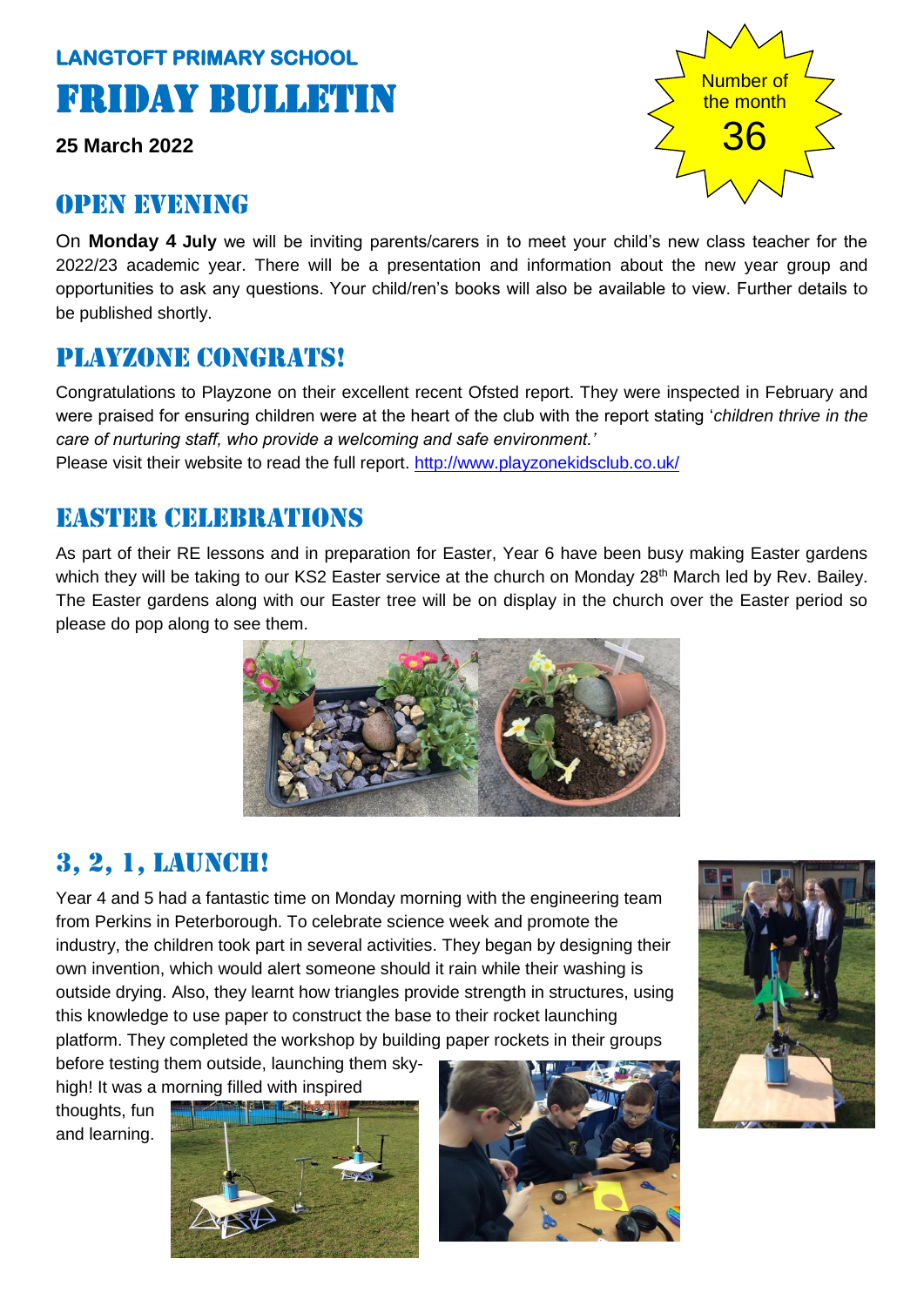**LANGTOFT PRIMARY SCHOOL**

# FRIDAY BULLETIN

**25 March 2022**

Number of the month

36

## OPEN EVENING

On **Monday 4 July** we will be inviting parents/carers in to meet your child's new class teacher for the 2022/23 academic year. There will be a presentation and information about the new year group and opportunities to ask any questions. Your child/ren's books will also be available to view. Further details to be published shortly.

## PLAYZONE CONGRATS!

Congratulations to Playzone on their excellent recent Ofsted report. They were inspected in February and were praised for ensuring children were at the heart of the club with the report stating '*children thrive in the care of nurturing staff, who provide a welcoming and safe environment.'*

Please visit their website to read the full report. http://www.playzonekidsclub.co.uk/

## EASTER CELEBRATIONS

As part of their RE lessons and in preparation for Easter, Year 6 have been busy making Easter gardens which they will be taking to our KS2 Easter service at the church on Monday 28th March led by Rev. Bailey. The Easter gardens along with our Easter tree will be on display in the church over the Easter period so please do pop along to see them.

## 3, 2, 1, LAUNCH!

Year 4 and 5 had a fantastic time on Monday morning with the engineering team from Perkins in Peterborough. To celebrate science week and promote the industry, the children took part in several activities. They began by designing their own invention, which would alert someone should it rain while their washing is outside drying. Also, they learnt how triangles provide strength in structures, using this knowledge to use paper to construct the base to their rocket launching platform. They completed the workshop by building paper rockets in their groups before testing them outside, launching them sky-high! It was a morning filled with inspired thoughts, fun and learning.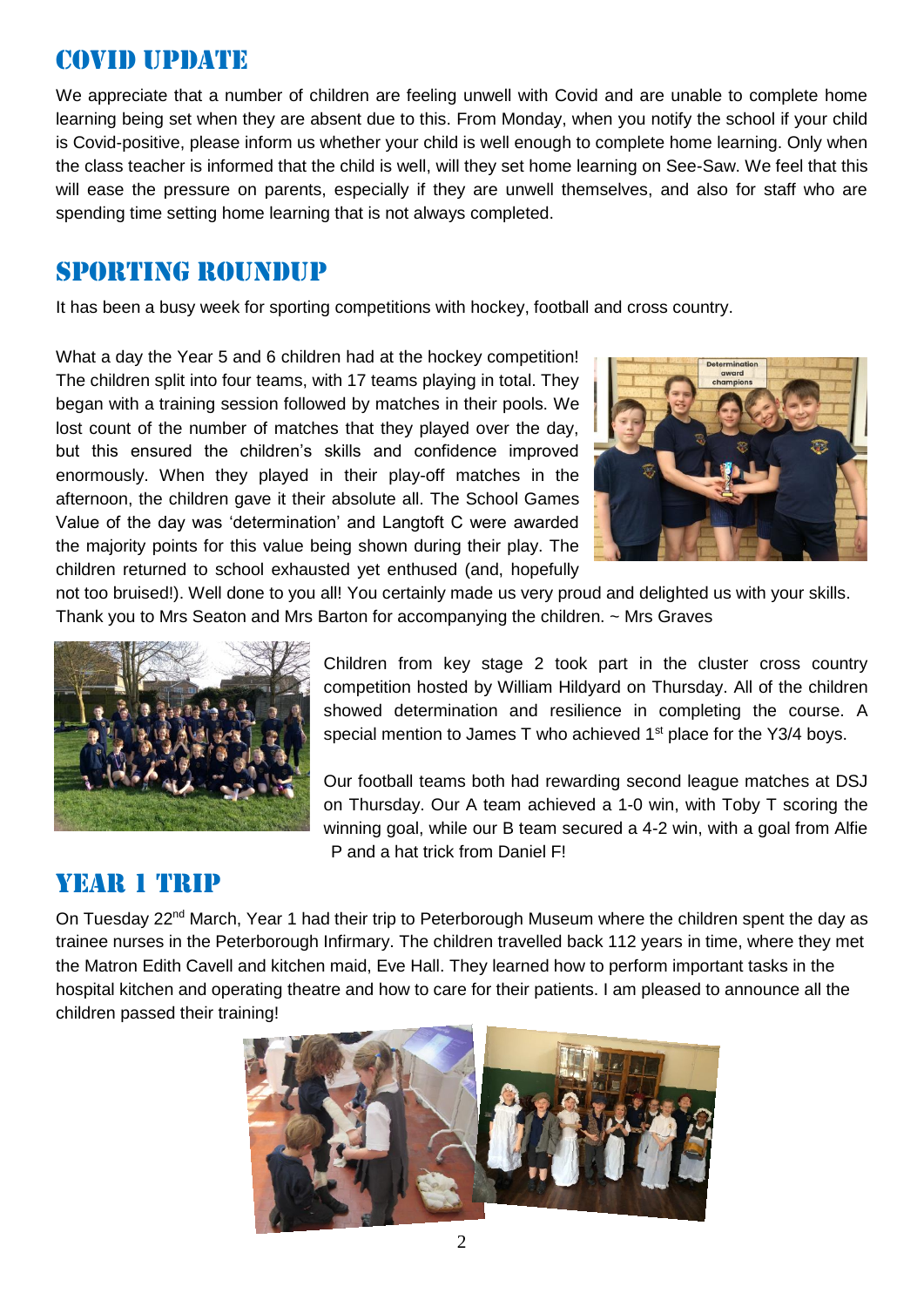## COVID UPDATE

We appreciate that a number of children are feeling unwell with Covid and are unable to complete home learning being set when they are absent due to this. From Monday, when you notify the school if your child is Covid-positive, please inform us whether your child is well enough to complete home learning. Only when the class teacher is informed that the child is well, will they set home learning on See-Saw. We feel that this will ease the pressure on parents, especially if they are unwell themselves, and also for staff who are spending time setting home learning that is not always completed.

## SPORTING ROUNDUP

It has been a busy week for sporting competitions with hockey, football and cross country.

What a day the Year 5 and 6 children had at the hockey competition! The children split into four teams, with 17 teams playing in total. They began with a training session followed by matches in their pools. We lost count of the number of matches that they played over the day, but this ensured the children's skills and confidence improved enormously. When they played in their play-off matches in the afternoon, the children gave it their absolute all. The School Games Value of the day was 'determination' and Langtoft C were awarded the majority points for this value being shown during their play. The children returned to school exhausted yet enthused (and, hopefully not too bruised!). Well done to you all! You certainly made us very proud and delighted us with your skills. Thank you to Mrs Seaton and Mrs Barton for accompanying the children. ~ Mrs Graves

Children from key stage 2 took part in the cluster cross country competition hosted by William Hildyard on Thursday. All of the children showed determination and resilience in completing the course. A special mention to James T who achieved 1st place for the Y3/4 boys.

Our football teams both had rewarding second league matches at DSJ on Thursday. Our A team achieved a 1-0 win, with Toby T scoring the winning goal, while our B team secured a 4-2 win, with a goal from Alfie P and a hat trick from Daniel F!

## YEAR 1 TRIP

On Tuesday 22nd March, Year 1 had their trip to Peterborough Museum where the children spent the day as trainee nurses in the Peterborough Infirmary. The children travelled back 112 years in time, where they met the Matron Edith Cavell and kitchen maid, Eve Hall. They learned how to perform important tasks in the hospital kitchen and operating theatre and how to care for their patients. I am pleased to announce all the children passed their training!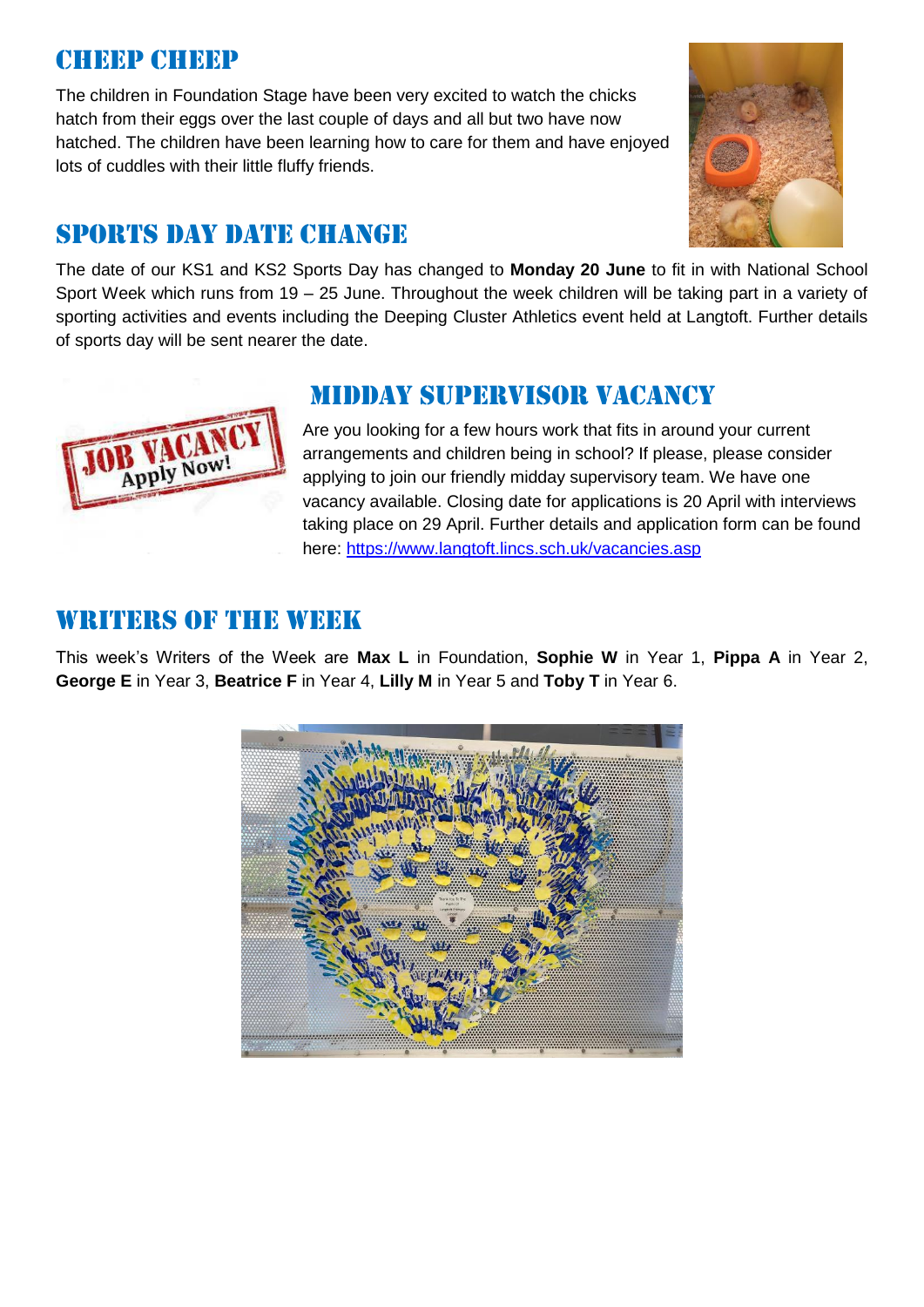## Cheep Cheep

The children in Foundation Stage have been very excited to watch the chicks hatch from their eggs over the last couple of days and all but two have now hatched. The children have been learning how to care for them and have enjoyed lots of cuddles with their little fluffy friends.

## Sports Day Date Change

The date of our KS1 and KS2 Sports Day has changed to **Monday 20 June** to fit in with National School Sport Week which runs from 19 – 25 June. Throughout the week children will be taking part in a variety of sporting activities and events including the Deeping Cluster Athletics event held at Langtoft. Further details of sports day will be sent nearer the date.

## Midday Supervisor Vacancy

Are you looking for a few hours work that fits in around your current arrangements and children being in school? If please, please consider applying to join our friendly midday supervisory team. We have one vacancy available. Closing date for applications is 20 April with interviews taking place on 29 April. Further details and application form can be found here: https://www.langtoft.lincs.sch.uk/vacancies.asp

## Writers of the Week

This week's Writers of the Week are **Max L** in Foundation, **Sophie W** in Year 1, **Pippa A** in Year 2, **George E** in Year 3, **Beatrice F** in Year 4, **Lilly M** in Year 5 and **Toby T** in Year 6.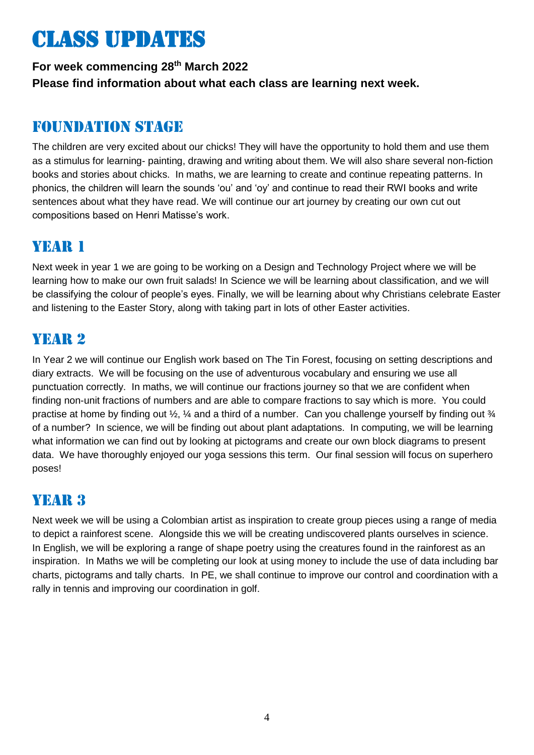# CLASS UPDATES

**For week commencing 28th March 2022**
**Please find information about what each class are learning next week.**

## FOUNDATION STAGE

The children are very excited about our chicks! They will have the opportunity to hold them and use them as a stimulus for learning- painting, drawing and writing about them. We will also share several non-fiction books and stories about chicks. In maths, we are learning to create and continue repeating patterns. In phonics, the children will learn the sounds 'ou' and 'oy' and continue to read their RWI books and write sentences about what they have read. We will continue our art journey by creating our own cut out compositions based on Henri Matisse's work.

## YEAR 1

Next week in year 1 we are going to be working on a Design and Technology Project where we will be learning how to make our own fruit salads! In Science we will be learning about classification, and we will be classifying the colour of people's eyes. Finally, we will be learning about why Christians celebrate Easter and listening to the Easter Story, along with taking part in lots of other Easter activities.

## YEAR 2

In Year 2 we will continue our English work based on The Tin Forest, focusing on setting descriptions and diary extracts. We will be focusing on the use of adventurous vocabulary and ensuring we use all punctuation correctly. In maths, we will continue our fractions journey so that we are confident when finding non-unit fractions of numbers and are able to compare fractions to say which is more. You could practise at home by finding out ½, ¼ and a third of a number. Can you challenge yourself by finding out ¾ of a number? In science, we will be finding out about plant adaptations. In computing, we will be learning what information we can find out by looking at pictograms and create our own block diagrams to present data. We have thoroughly enjoyed our yoga sessions this term. Our final session will focus on superhero poses!

## YEAR 3

Next week we will be using a Colombian artist as inspiration to create group pieces using a range of media to depict a rainforest scene. Alongside this we will be creating undiscovered plants ourselves in science. In English, we will be exploring a range of shape poetry using the creatures found in the rainforest as an inspiration. In Maths we will be completing our look at using money to include the use of data including bar charts, pictograms and tally charts. In PE, we shall continue to improve our control and coordination with a rally in tennis and improving our coordination in golf.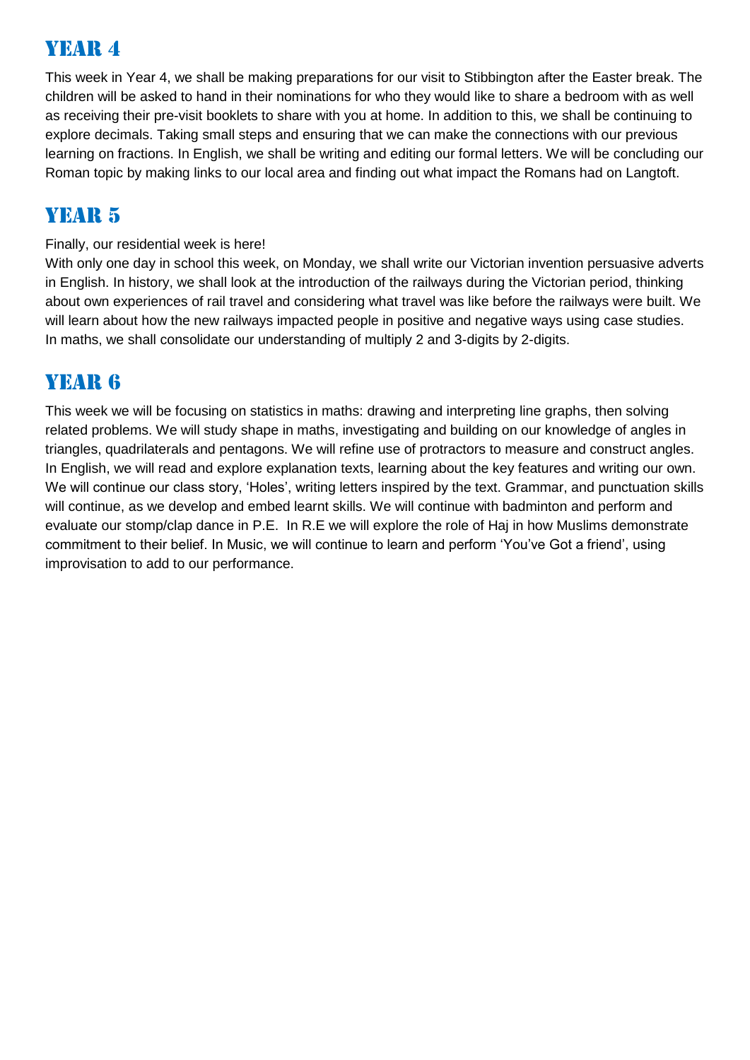# YEAR 4

This week in Year 4, we shall be making preparations for our visit to Stibbington after the Easter break. The children will be asked to hand in their nominations for who they would like to share a bedroom with as well as receiving their pre-visit booklets to share with you at home. In addition to this, we shall be continuing to explore decimals. Taking small steps and ensuring that we can make the connections with our previous learning on fractions. In English, we shall be writing and editing our formal letters. We will be concluding our Roman topic by making links to our local area and finding out what impact the Romans had on Langtoft.

# YEAR 5

Finally, our residential week is here!

With only one day in school this week, on Monday, we shall write our Victorian invention persuasive adverts in English. In history, we shall look at the introduction of the railways during the Victorian period, thinking about own experiences of rail travel and considering what travel was like before the railways were built. We will learn about how the new railways impacted people in positive and negative ways using case studies.
In maths, we shall consolidate our understanding of multiply 2 and 3-digits by 2-digits.

# YEAR 6

This week we will be focusing on statistics in maths: drawing and interpreting line graphs, then solving related problems. We will study shape in maths, investigating and building on our knowledge of angles in triangles, quadrilaterals and pentagons. We will refine use of protractors to measure and construct angles. In English, we will read and explore explanation texts, learning about the key features and writing our own. We will continue our class story, 'Holes', writing letters inspired by the text. Grammar, and punctuation skills will continue, as we develop and embed learnt skills. We will continue with badminton and perform and evaluate our stomp/clap dance in P.E. In R.E we will explore the role of Haj in how Muslims demonstrate commitment to their belief. In Music, we will continue to learn and perform 'You've Got a friend', using improvisation to add to our performance.